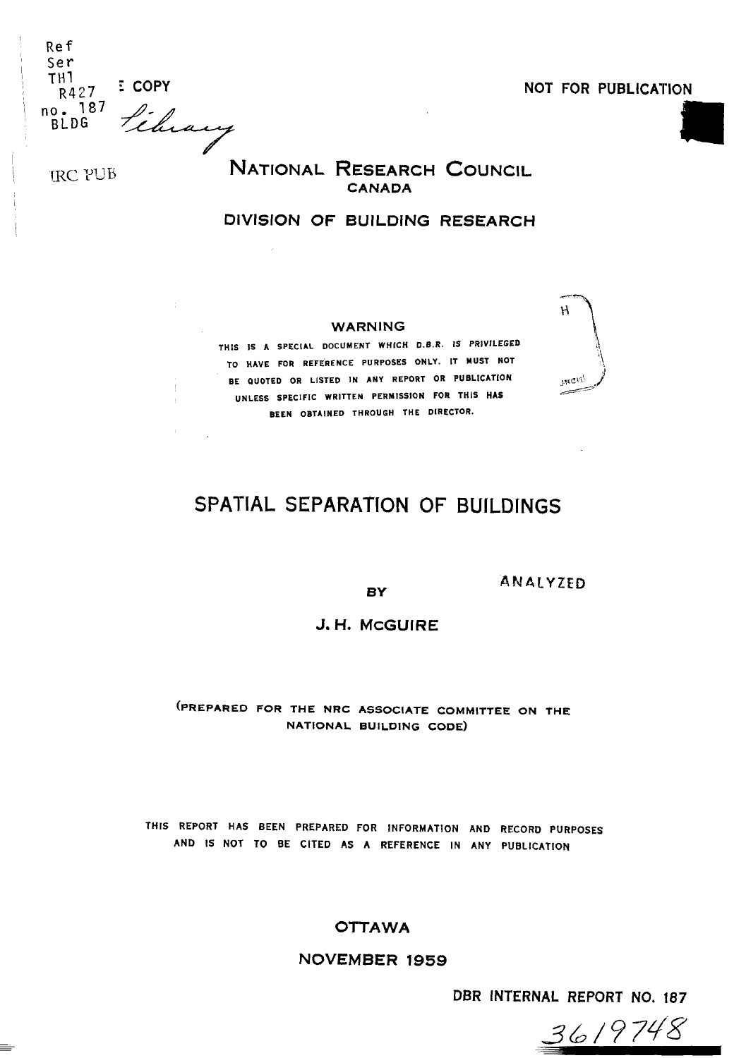Ref
Ser
TH1
R427
no. 187
BLDG

: COPY

*Library*

NOT FOR PUBLICATION

IRC PUB

# National Research Council
## Canada

## Division of Building Research

**WARNING**

THIS IS A SPECIAL DOCUMENT WHICH D.B.R. IS PRIVILEGED TO HAVE FOR REFERENCE PURPOSES ONLY. IT MUST NOT BE QUOTED OR LISTED IN ANY REPORT OR PUBLICATION UNLESS SPECIFIC WRITTEN PERMISSION FOR THIS HAS BEEN OBTAINED THROUGH THE DIRECTOR.

# SPATIAL SEPARATION OF BUILDINGS

ANALYZED

BY

J. H. McGuire

(PREPARED FOR THE NRC ASSOCIATE COMMITTEE ON THE NATIONAL BUILDING CODE)

THIS REPORT HAS BEEN PREPARED FOR INFORMATION AND RECORD PURPOSES AND IS NOT TO BE CITED AS A REFERENCE IN ANY PUBLICATION

OTTAWA

NOVEMBER 1959

DBR INTERNAL REPORT NO. 187

3619748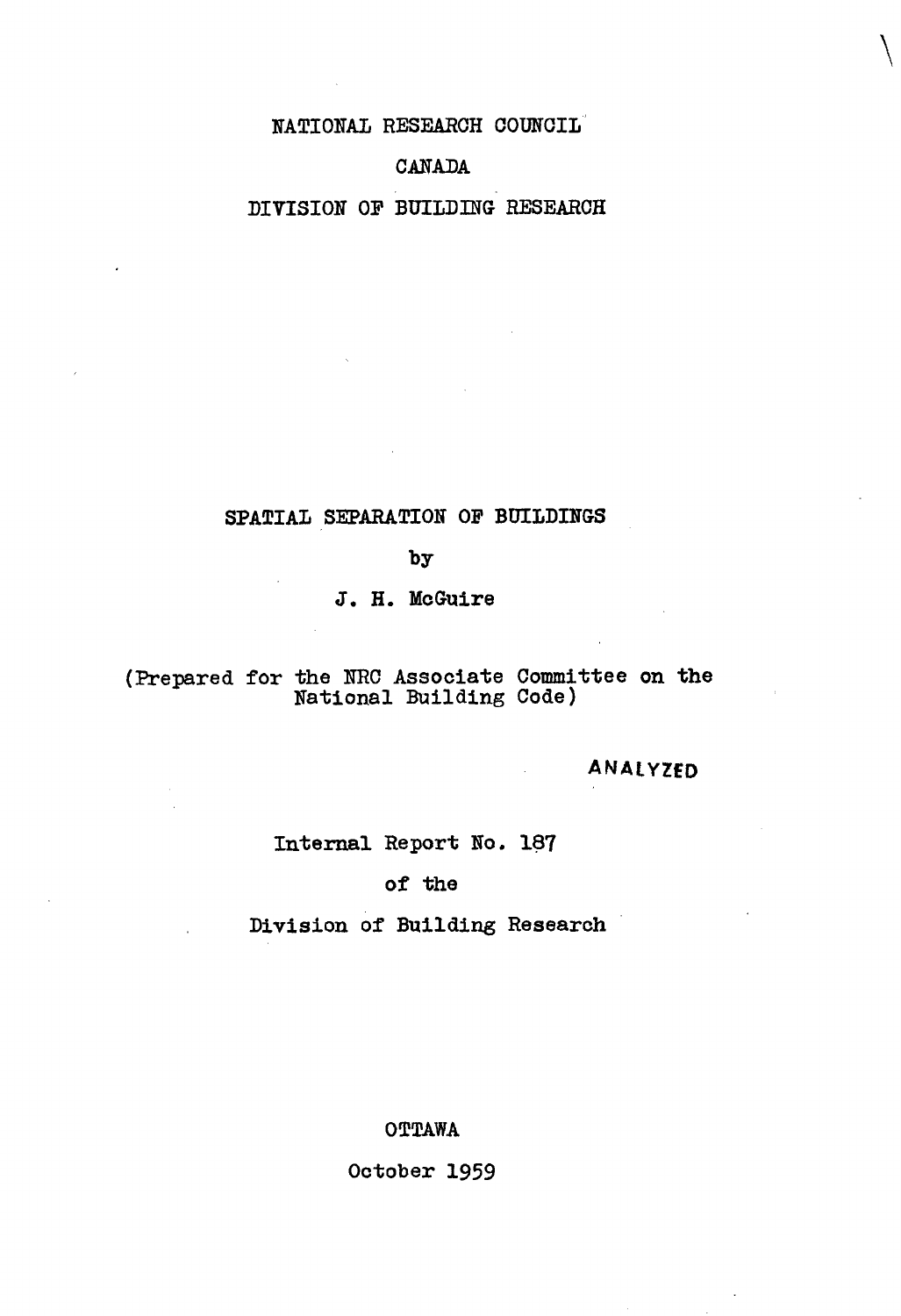NATIONAL RESEARCH COUNCIL

CANADA

DIVISION OF BUILDING RESEARCH

# SPATIAL SEPARATION OF BUILDINGS

by

J. H. McGuire

(Prepared for the NRC Associate Committee on the National Building Code)

ANALYZED

Internal Report No. 187

of the

Division of Building Research

OTTAWA

October 1959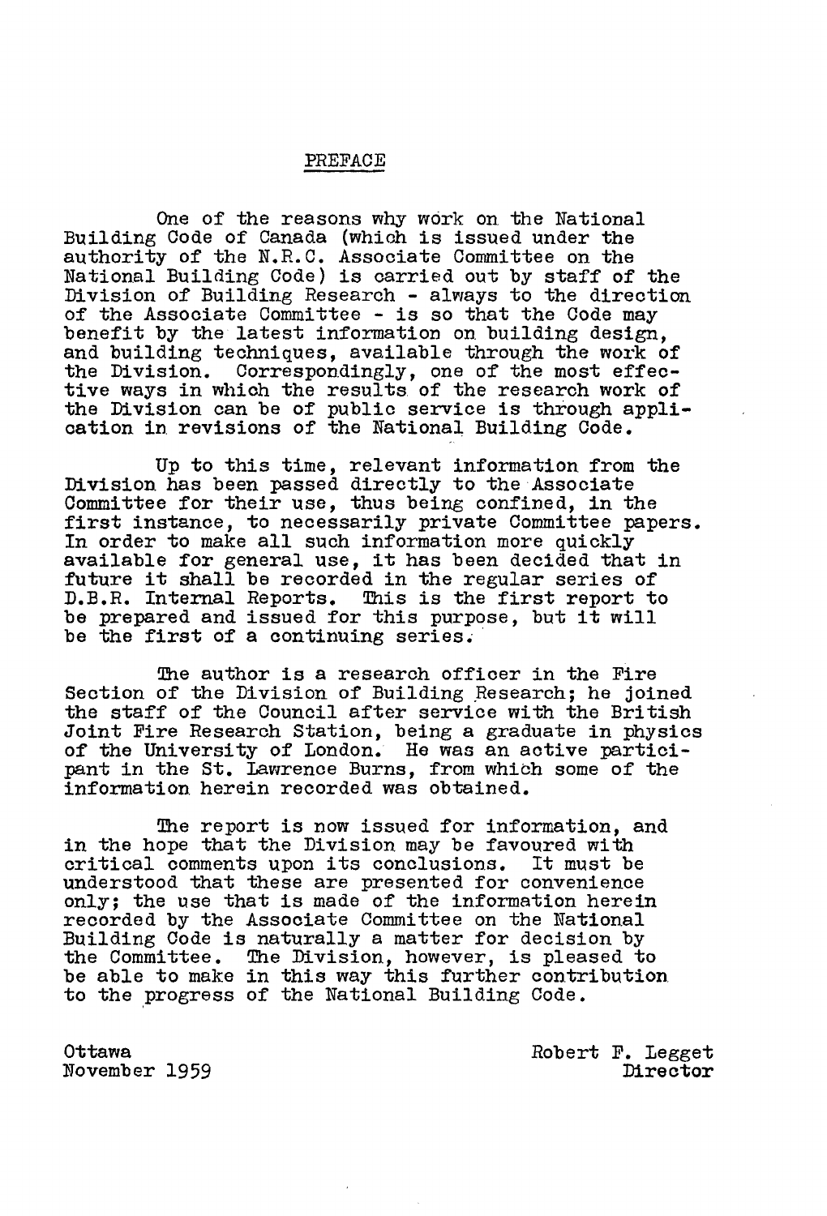# PREFACE

One of the reasons why work on the National Building Code of Canada (which is issued under the authority of the N.R.C. Associate Committee on the National Building Code) is carried out by staff of the Division of Building Research - always to the direction of the Associate Committee - is so that the Code may benefit by the latest information on building design, and building techniques, available through the work of the Division. Correspondingly, one of the most effective ways in which the results of the research work of the Division can be of public service is through application in revisions of the National Building Code.

Up to this time, relevant information from the Division has been passed directly to the Associate Committee for their use, thus being confined, in the first instance, to necessarily private Committee papers. In order to make all such information more quickly available for general use, it has been decided that in future it shall be recorded in the regular series of D.B.R. Internal Reports. This is the first report to be prepared and issued for this purpose, but it will be the first of a continuing series.

The author is a research officer in the Fire Section of the Division of Building Research; he joined the staff of the Council after service with the British Joint Fire Research Station, being a graduate in physics of the University of London. He was an active participant in the St. Lawrence Burns, from which some of the information herein recorded was obtained.

The report is now issued for information, and in the hope that the Division may be favoured with critical comments upon its conclusions. It must be understood that these are presented for convenience only; the use that is made of the information herein recorded by the Associate Committee on the National Building Code is naturally a matter for decision by the Committee. The Division, however, is pleased to be able to make in this way this further contribution to the progress of the National Building Code.

Ottawa
November 1959

Robert F. Legget
Director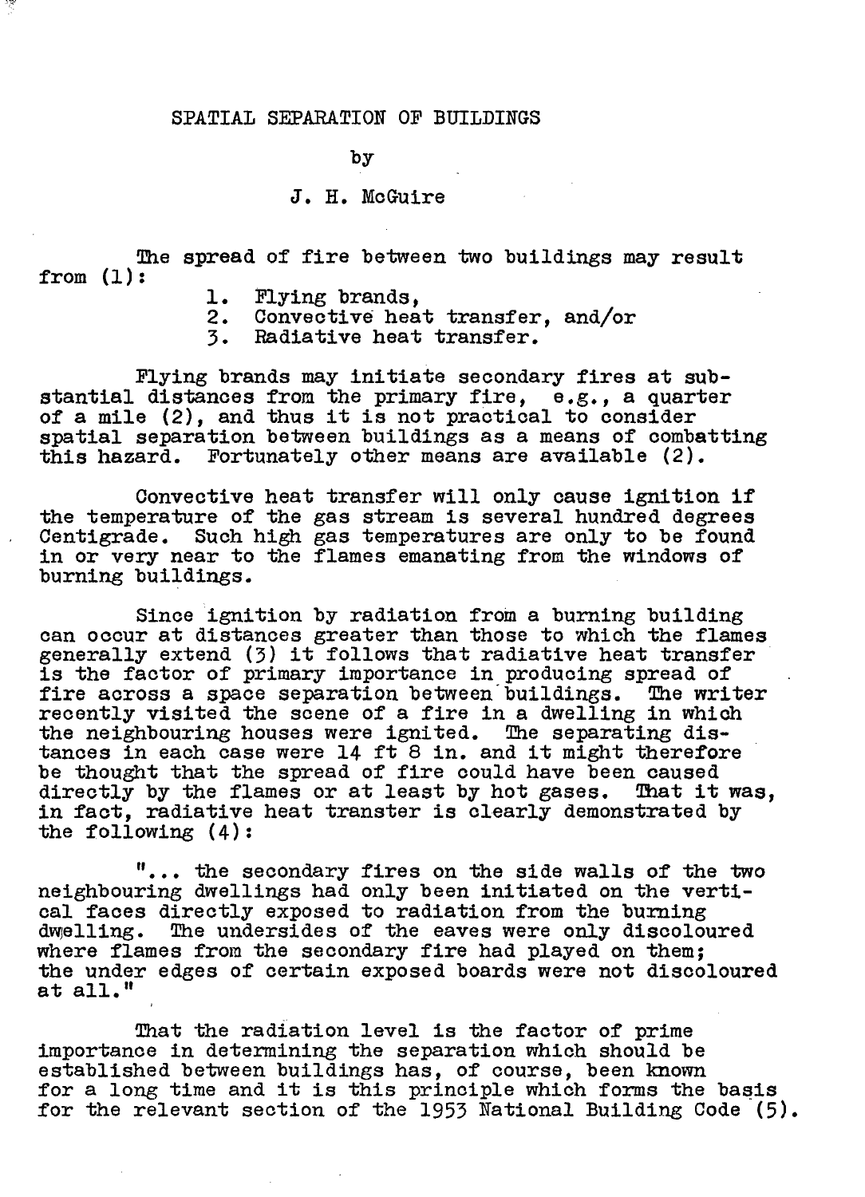# SPATIAL SEPARATION OF BUILDINGS

by

J. H. McGuire

The spread of fire between two buildings may result from (1):

1. Flying brands,
2. Convective heat transfer, and/or
3. Radiative heat transfer.

Flying brands may initiate secondary fires at substantial distances from the primary fire, e.g., a quarter of a mile (2), and thus it is not practical to consider spatial separation between buildings as a means of combatting this hazard. Fortunately other means are available (2).

Convective heat transfer will only cause ignition if the temperature of the gas stream is several hundred degrees Centigrade. Such high gas temperatures are only to be found in or very near to the flames emanating from the windows of burning buildings.

Since ignition by radiation from a burning building can occur at distances greater than those to which the flames generally extend (3) it follows that radiative heat transfer is the factor of primary importance in producing spread of fire across a space separation between buildings. The writer recently visited the scene of a fire in a dwelling in which the neighbouring houses were ignited. The separating distances in each case were 14 ft 8 in. and it might therefore be thought that the spread of fire could have been caused directly by the flames or at least by hot gases. That it was, in fact, radiative heat transter is clearly demonstrated by the following (4):

"... the secondary fires on the side walls of the two neighbouring dwellings had only been initiated on the vertical faces directly exposed to radiation from the burning dwelling. The undersides of the eaves were only discoloured where flames from the secondary fire had played on them; the under edges of certain exposed boards were not discoloured at all."

That the radiation level is the factor of prime importance in determining the separation which should be established between buildings has, of course, been known for a long time and it is this principle which forms the basis for the relevant section of the 1953 National Building Code (5).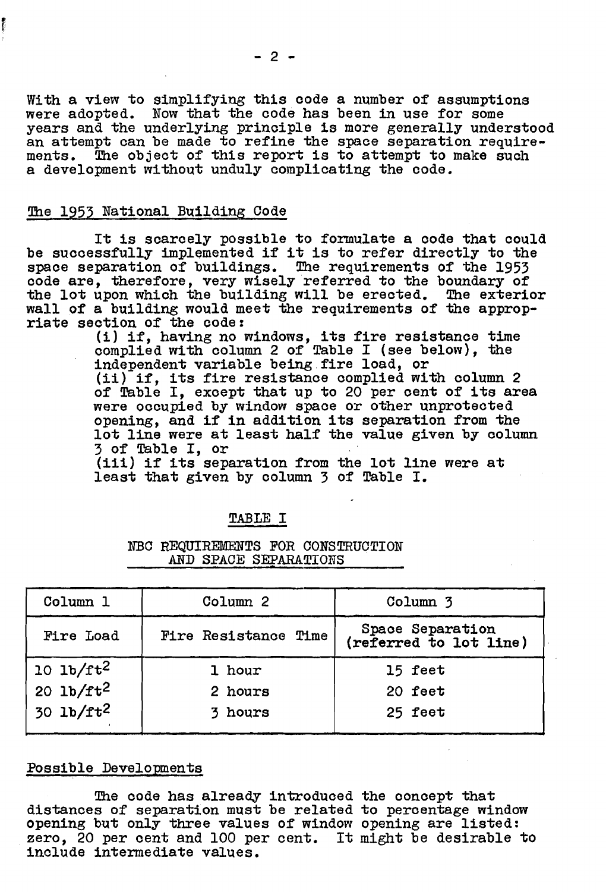With a view to simplifying this code a number of assumptions were adopted. Now that the code has been in use for some years and the underlying principle is more generally understood an attempt can be made to refine the space separation requirements. The object of this report is to attempt to make such a development without unduly complicating the code.

## The 1953 National Building Code

It is scarcely possible to formulate a code that could be successfully implemented if it is to refer directly to the space separation of buildings. The requirements of the 1953 code are, therefore, very wisely referred to the boundary of the lot upon which the building will be erected. The exterior wall of a building would meet the requirements of the appropriate section of the code:

(i) if, having no windows, its fire resistance time complied with column 2 of Table I (see below), the independent variable being fire load, or

(ii) if, its fire resistance complied with column 2 of Table I, except that up to 20 per cent of its area were occupied by window space or other unprotected opening, and if in addition its separation from the lot line were at least half the value given by column 3 of Table I, or

(iii) if its separation from the lot line were at least that given by column 3 of Table I.

TABLE I

NBC REQUIREMENTS FOR CONSTRUCTION AND SPACE SEPARATIONS

| Column 1 | Column 2 | Column 3 |
|---|---|---|
| Fire Load | Fire Resistance Time | Space Separation (referred to lot line) |
| 10 $lb/ft^2$ | 1 hour | 15 feet |
| 20 $lb/ft^2$ | 2 hours | 20 feet |
| 30 $lb/ft^2$ | 3 hours | 25 feet |

## Possible Developments

The code has already introduced the concept that distances of separation must be related to percentage window opening but only three values of window opening are listed: zero, 20 per cent and 100 per cent. It might be desirable to include intermediate values.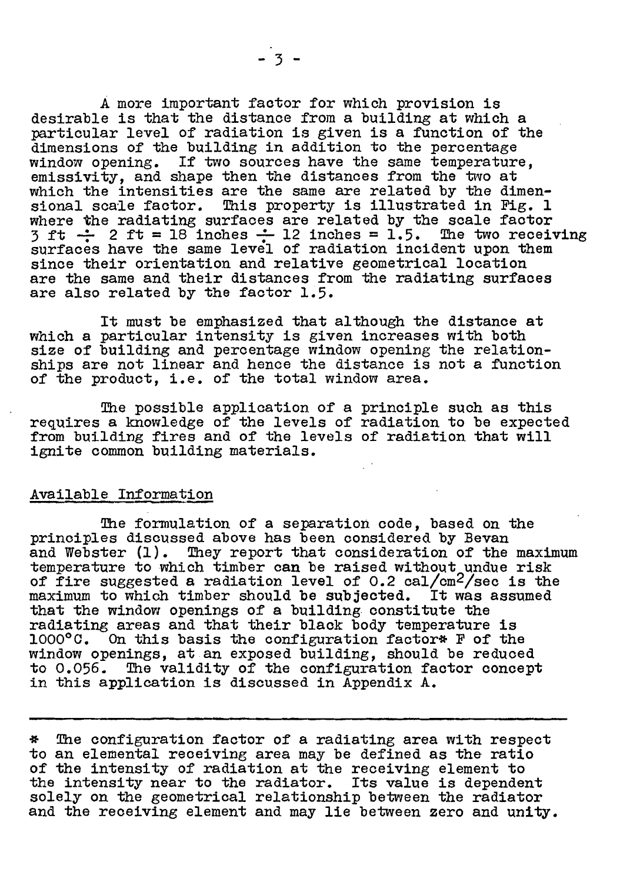A more important factor for which provision is desirable is that the distance from a building at which a particular level of radiation is given is a function of the dimensions of the building in addition to the percentage window opening. If two sources have the same temperature, emissivity, and shape then the distances from the two at which the intensities are the same are related by the dimensional scale factor. This property is illustrated in Fig. 1 where the radiating surfaces are related by the scale factor 3 ft ÷ 2 ft = 18 inches ÷ 12 inches = 1.5. The two receiving surfaces have the same level of radiation incident upon them since their orientation and relative geometrical location are the same and their distances from the radiating surfaces are also related by the factor 1.5.

It must be emphasized that although the distance at which a particular intensity is given increases with both size of building and percentage window opening the relationships are not linear and hence the distance is not a function of the product, i.e. of the total window area.

The possible application of a principle such as this requires a knowledge of the levels of radiation to be expected from building fires and of the levels of radiation that will ignite common building materials.

## Available Information

The formulation of a separation code, based on the principles discussed above has been considered by Bevan and Webster (1). They report that consideration of the maximum temperature to which timber can be raised without undue risk of fire suggested a radiation level of 0.2 $cal/cm^2/sec$ is the maximum to which timber should be subjected. It was assumed that the window openings of a building constitute the radiating areas and that their black body temperature is 1000°C. On this basis the configuration factor* F of the window openings, at an exposed building, should be reduced to 0.056. The validity of the configuration factor concept in this application is discussed in Appendix A.

---

* The configuration factor of a radiating area with respect to an elemental receiving area may be defined as the ratio of the intensity of radiation at the receiving element to the intensity near to the radiator. Its value is dependent solely on the geometrical relationship between the radiator and the receiving element and may lie between zero and unity.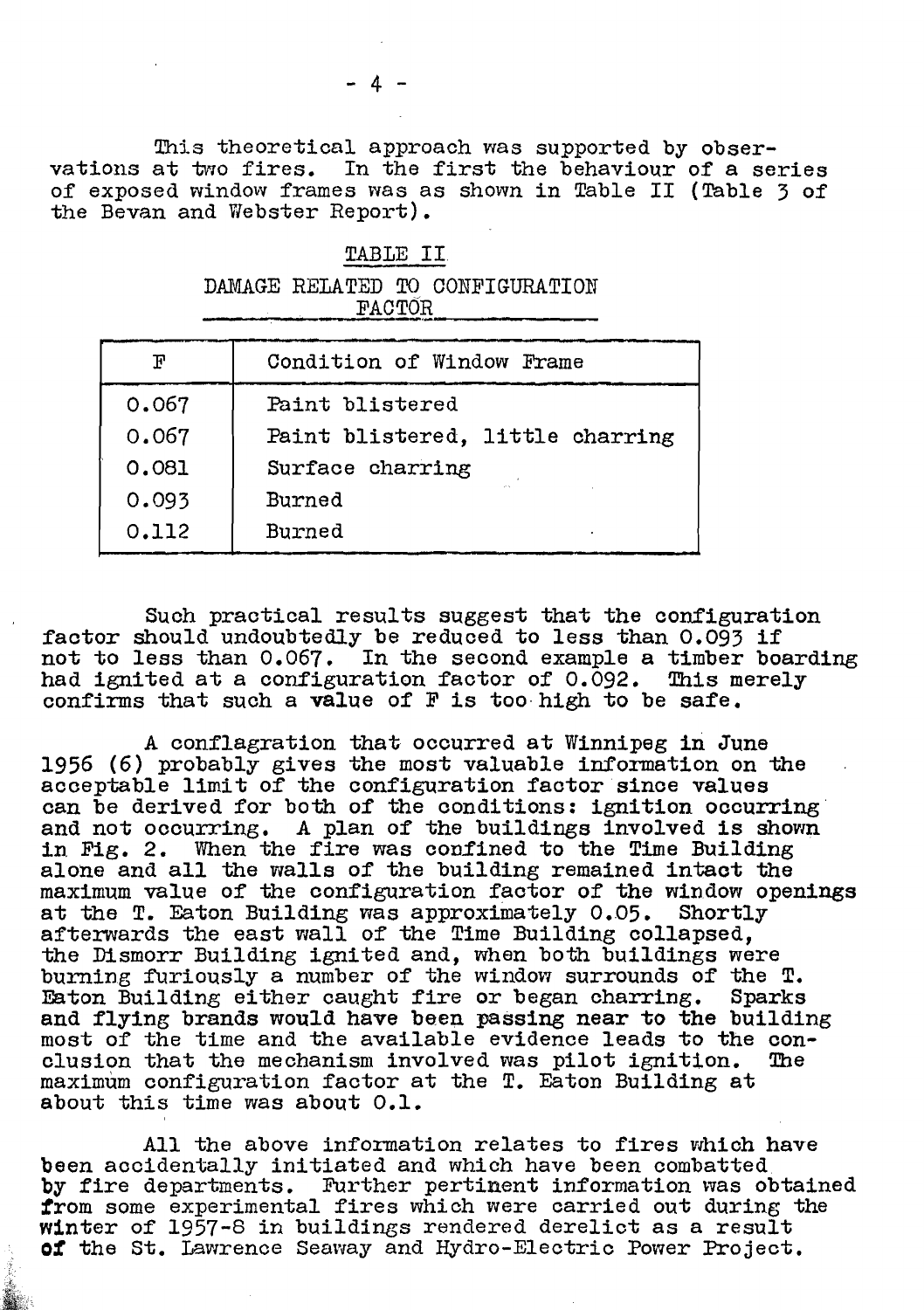This theoretical approach was supported by observations at two fires. In the first the behaviour of a series of exposed window frames was as shown in Table II (Table 3 of the Bevan and Webster Report).

TABLE II

DAMAGE RELATED TO CONFIGURATION FACTOR

| F | Condition of Window Frame |
|---|---|
| 0.067 | Paint blistered |
| 0.067 | Paint blistered, little charring |
| 0.081 | Surface charring |
| 0.093 | Burned |
| 0.112 | Burned |

Such practical results suggest that the configuration factor should undoubtedly be reduced to less than 0.093 if not to less than 0.067. In the second example a timber boarding had ignited at a configuration factor of 0.092. This merely confirms that such a value of F is too high to be safe.

A conflagration that occurred at Winnipeg in June 1956 (6) probably gives the most valuable information on the acceptable limit of the configuration factor since values can be derived for both of the conditions: ignition occurring and not occurring. A plan of the buildings involved is shown in Fig. 2. When the fire was confined to the Time Building alone and all the walls of the building remained intact the maximum value of the configuration factor of the window openings at the T. Eaton Building was approximately 0.05. Shortly afterwards the east wall of the Time Building collapsed, the Dismorr Building ignited and, when both buildings were burning furiously a number of the window surrounds of the T. Eaton Building either caught fire or began charring. Sparks and flying brands would have been passing near to the building most of the time and the available evidence leads to the conclusion that the mechanism involved was pilot ignition. The maximum configuration factor at the T. Eaton Building at about this time was about 0.1.

All the above information relates to fires which have been accidentally initiated and which have been combatted by fire departments. Further pertinent information was obtained from some experimental fires which were carried out during the winter of 1957-8 in buildings rendered derelict as a result of the St. Lawrence Seaway and Hydro-Electric Power Project.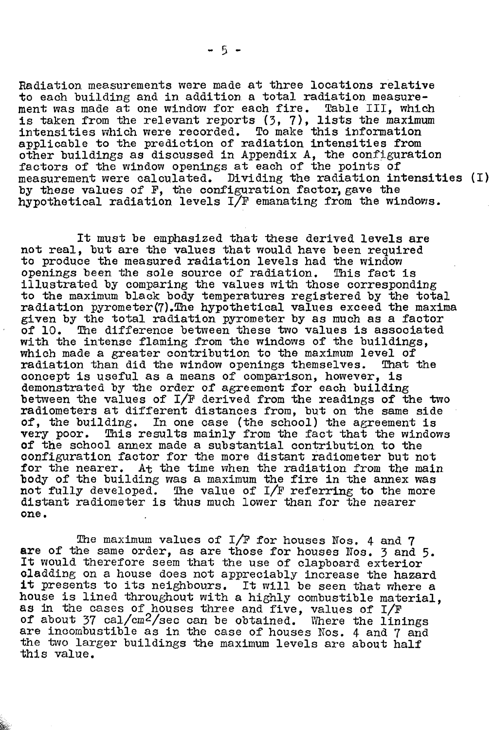Radiation measurements were made at three locations relative to each building and in addition a total radiation measurement was made at one window for each fire. Table III, which is taken from the relevant reports (3, 7), lists the maximum intensities which were recorded. To make this information applicable to the prediction of radiation intensities from other buildings as discussed in Appendix A, the configuration factors of the window openings at each of the points of measurement were calculated. Dividing the radiation intensities (I) by these values of F, the configuration factor, gave the hypothetical radiation levels I/F emanating from the windows.

It must be emphasized that these derived levels are not real, but are the values that would have been required to produce the measured radiation levels had the window openings been the sole source of radiation. This fact is illustrated by comparing the values with those corresponding to the maximum black body temperatures registered by the total radiation pyrometer(7). The hypothetical values exceed the maxima given by the total radiation pyrometer by as much as a factor of 10. The difference between these two values is associated with the intense flaming from the windows of the buildings, which made a greater contribution to the maximum level of radiation than did the window openings themselves. That the concept is useful as a means of comparison, however, is demonstrated by the order of agreement for each building between the values of I/F derived from the readings of the two radiometers at different distances from, but on the same side of, the building. In one case (the school) the agreement is very poor. This results mainly from the fact that the windows of the school annex made a substantial contribution to the configuration factor for the more distant radiometer but not for the nearer. At the time when the radiation from the main body of the building was a maximum the fire in the annex was not fully developed. The value of I/F referring to the more distant radiometer is thus much lower than for the nearer one.

The maximum values of I/F for houses Nos. 4 and 7 are of the same order, as are those for houses Nos. 3 and 5. It would therefore seem that the use of clapboard exterior cladding on a house does not appreciably increase the hazard it presents to its neighbours. It will be seen that where a house is lined throughout with a highly combustible material, as in the cases of houses three and five, values of I/F of about 37 $cal/cm^2/sec$ can be obtained. Where the linings are incombustible as in the case of houses Nos. 4 and 7 and the two larger buildings the maximum levels are about half this value.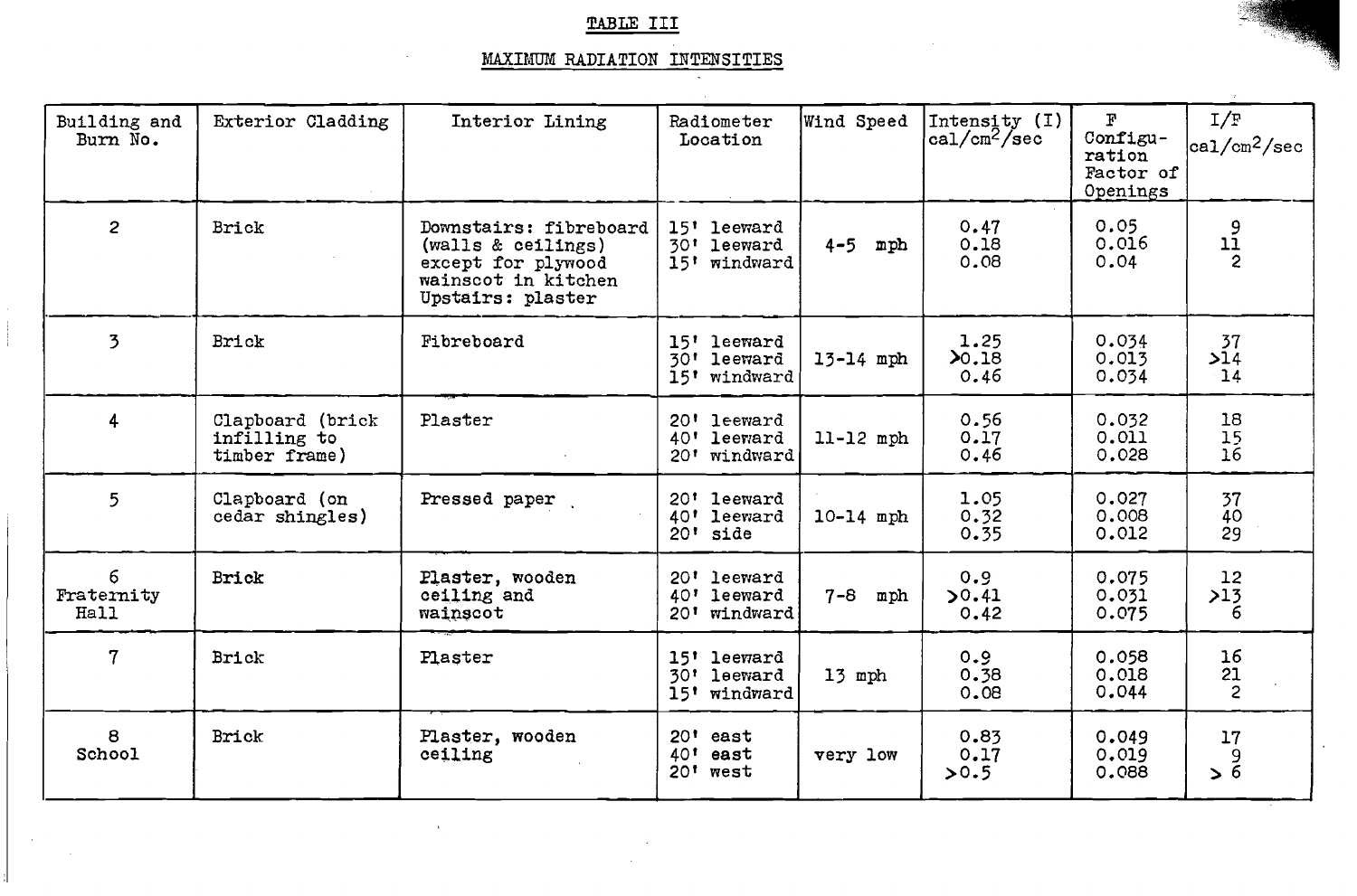## TABLE III

## MAXIMUM RADIATION INTENSITIES

| Building and Burn No. | Exterior Cladding | Interior Lining | Radiometer Location | Wind Speed | Intensity (I) cal/cm$^2$/sec | F Configuration Factor of Openings | I/F cal/cm$^2$/sec |
|---|---|---|---|---|---|---|---|
| 2 | Brick | Downstairs: fibreboard (walls & ceilings) except for plywood wainscot in kitchen Upstairs: plaster | 15' leeward<br>30' leeward<br>15' windward | 4-5 mph | 0.47<br>0.18<br>0.08 | 0.05<br>0.016<br>0.04 | 9<br>11<br>2 |
| 3 | Brick | Fibreboard | 15' leeward<br>30' leeward<br>15' windward | 13-14 mph | 1.25<br>>0.18<br>0.46 | 0.034<br>0.013<br>0.034 | 37<br>>14<br>14 |
| 4 | Clapboard (brick infilling to timber frame) | Plaster | 20' leeward<br>40' leeward<br>20' windward | 11-12 mph | 0.56<br>0.17<br>0.46 | 0.032<br>0.011<br>0.028 | 18<br>15<br>16 |
| 5 | Clapboard (on cedar shingles) | Pressed paper | 20' leeward<br>40' leeward<br>20' side | 10-14 mph | 1.05<br>0.32<br>0.35 | 0.027<br>0.008<br>0.012 | 37<br>40<br>29 |
| 6 Fraternity Hall | Brick | Plaster, wooden ceiling and wainscot | 20' leeward<br>40' leeward<br>20' windward | 7-8 mph | 0.9<br>>0.41<br>0.42 | 0.075<br>0.031<br>0.075 | 12<br>>13<br>6 |
| 7 | Brick | Plaster | 15' leeward<br>30' leeward<br>15' windward | 13 mph | 0.9<br>0.38<br>0.08 | 0.058<br>0.018<br>0.044 | 16<br>21<br>2 |
| 8 School | Brick | Plaster, wooden ceiling | 20' east<br>40' east<br>20' west | very low | 0.83<br>0.17<br>>0.5 | 0.049<br>0.019<br>0.088 | 17<br>9<br>> 6 |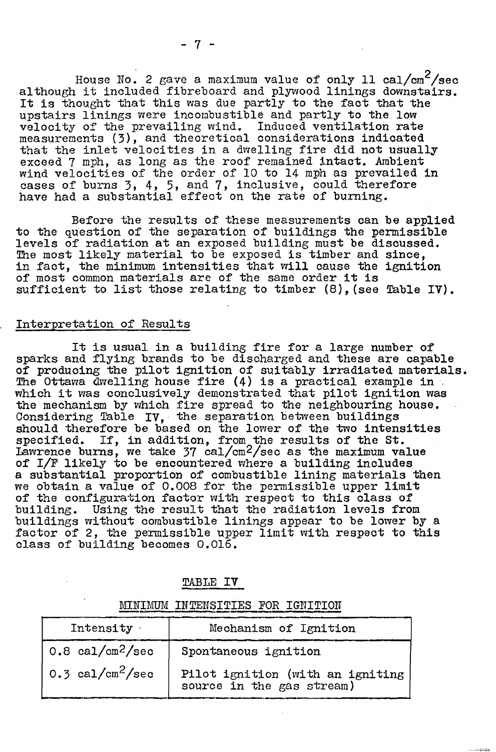House No. 2 gave a maximum value of only 11 cal/cm$^2$/sec although it included fibreboard and plywood linings downstairs. It is thought that this was due partly to the fact that the upstairs linings were incombustible and partly to the low velocity of the prevailing wind. Induced ventilation rate measurements (3), and theoretical considerations indicated that the inlet velocities in a dwelling fire did not usually exceed 7 mph, as long as the roof remained intact. Ambient wind velocities of the order of 10 to 14 mph as prevailed in cases of burns 3, 4, 5, and 7, inclusive, could therefore have had a substantial effect on the rate of burning.

Before the results of these measurements can be applied to the question of the separation of buildings the permissible levels of radiation at an exposed building must be discussed. The most likely material to be exposed is timber and since, in fact, the minimum intensities that will cause the ignition of most common materials are of the same order it is sufficient to list those relating to timber (8), (see Table IV).

## Interpretation of Results

It is usual in a building fire for a large number of sparks and flying brands to be discharged and these are capable of producing the pilot ignition of suitably irradiated materials. The Ottawa dwelling house fire (4) is a practical example in which it was conclusively demonstrated that pilot ignition was the mechanism by which fire spread to the neighbouring house. Considering Table IV, the separation between buildings should therefore be based on the lower of the two intensities specified. If, in addition, from the results of the St. Lawrence burns, we take 37 cal/cm$^2$/sec as the maximum value of $I/F$ likely to be encountered where a building includes a substantial proportion of combustible lining materials then we obtain a value of 0.008 for the permissible upper limit of the configuration factor with respect to this class of building. Using the result that the radiation levels from buildings without combustible linings appear to be lower by a factor of 2, the permissible upper limit with respect to this class of building becomes 0.016.

TABLE IV

MINIMUM INTENSITIES FOR IGNITION

| Intensity | Mechanism of Ignition |
|---|---|
| 0.8 cal/cm$^2$/sec | Spontaneous ignition |
| 0.3 cal/cm$^2$/sec | Pilot ignition (with an igniting source in the gas stream) |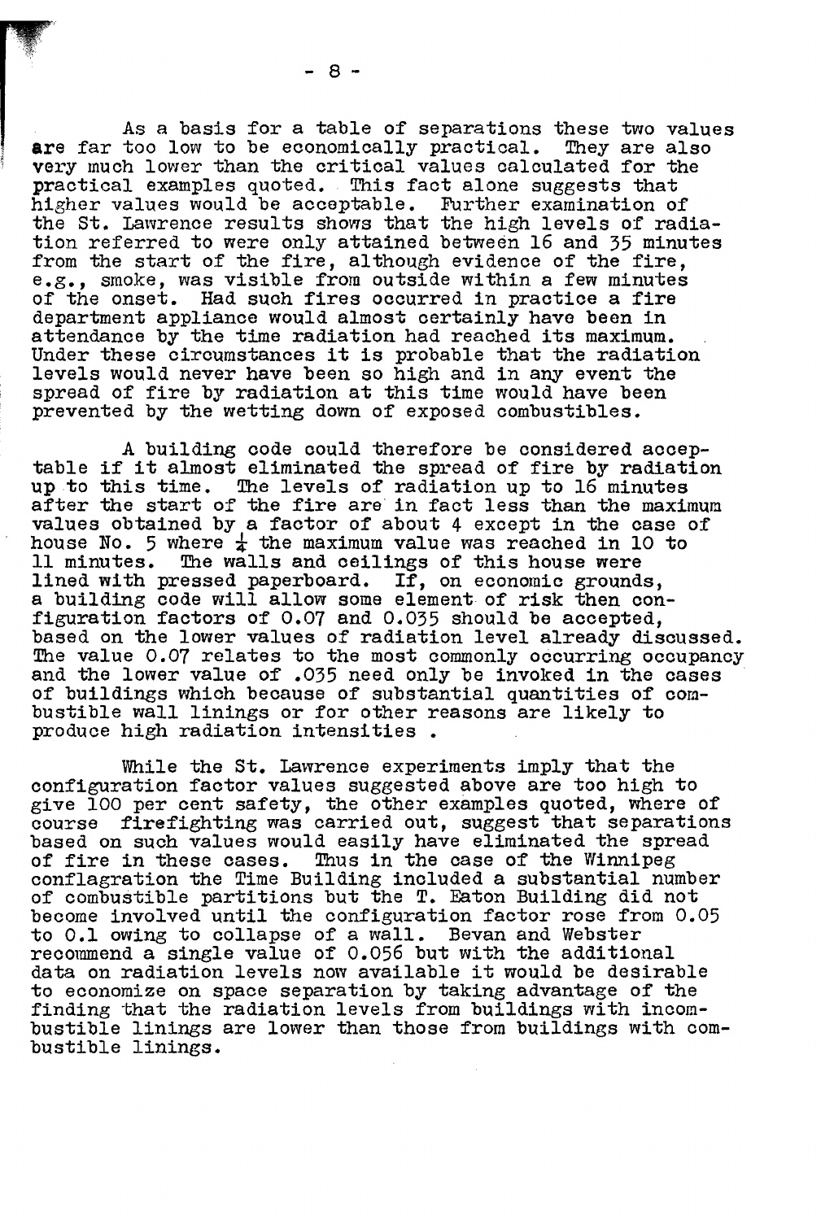As a basis for a table of separations these two values are far too low to be economically practical. They are also very much lower than the critical values calculated for the practical examples quoted. This fact alone suggests that higher values would be acceptable. Further examination of the St. Lawrence results shows that the high levels of radiation referred to were only attained between 16 and 35 minutes from the start of the fire, although evidence of the fire, e.g., smoke, was visible from outside within a few minutes of the onset. Had such fires occurred in practice a fire department appliance would almost certainly have been in attendance by the time radiation had reached its maximum. Under these circumstances it is probable that the radiation levels would never have been so high and in any event the spread of fire by radiation at this time would have been prevented by the wetting down of exposed combustibles.

A building code could therefore be considered acceptable if it almost eliminated the spread of fire by radiation up to this time. The levels of radiation up to 16 minutes after the start of the fire are in fact less than the maximum values obtained by a factor of about 4 except in the case of house No. 5 where $\frac{1}{4}$ the maximum value was reached in 10 to 11 minutes. The walls and ceilings of this house were lined with pressed paperboard. If, on economic grounds, a building code will allow some element of risk then configuration factors of 0.07 and 0.035 should be accepted, based on the lower values of radiation level already discussed. The value 0.07 relates to the most commonly occurring occupancy and the lower value of .035 need only be invoked in the cases of buildings which because of substantial quantities of combustible wall linings or for other reasons are likely to produce high radiation intensities .

While the St. Lawrence experiments imply that the configuration factor values suggested above are too high to give 100 per cent safety, the other examples quoted, where of course firefighting was carried out, suggest that separations based on such values would easily have eliminated the spread of fire in these cases. Thus in the case of the Winnipeg conflagration the Time Building included a substantial number of combustible partitions but the T. Eaton Building did not become involved until the configuration factor rose from 0.05 to 0.1 owing to collapse of a wall. Bevan and Webster recommend a single value of 0.056 but with the additional data on radiation levels now available it would be desirable to economize on space separation by taking advantage of the finding that the radiation levels from buildings with incombustible linings are lower than those from buildings with combustible linings.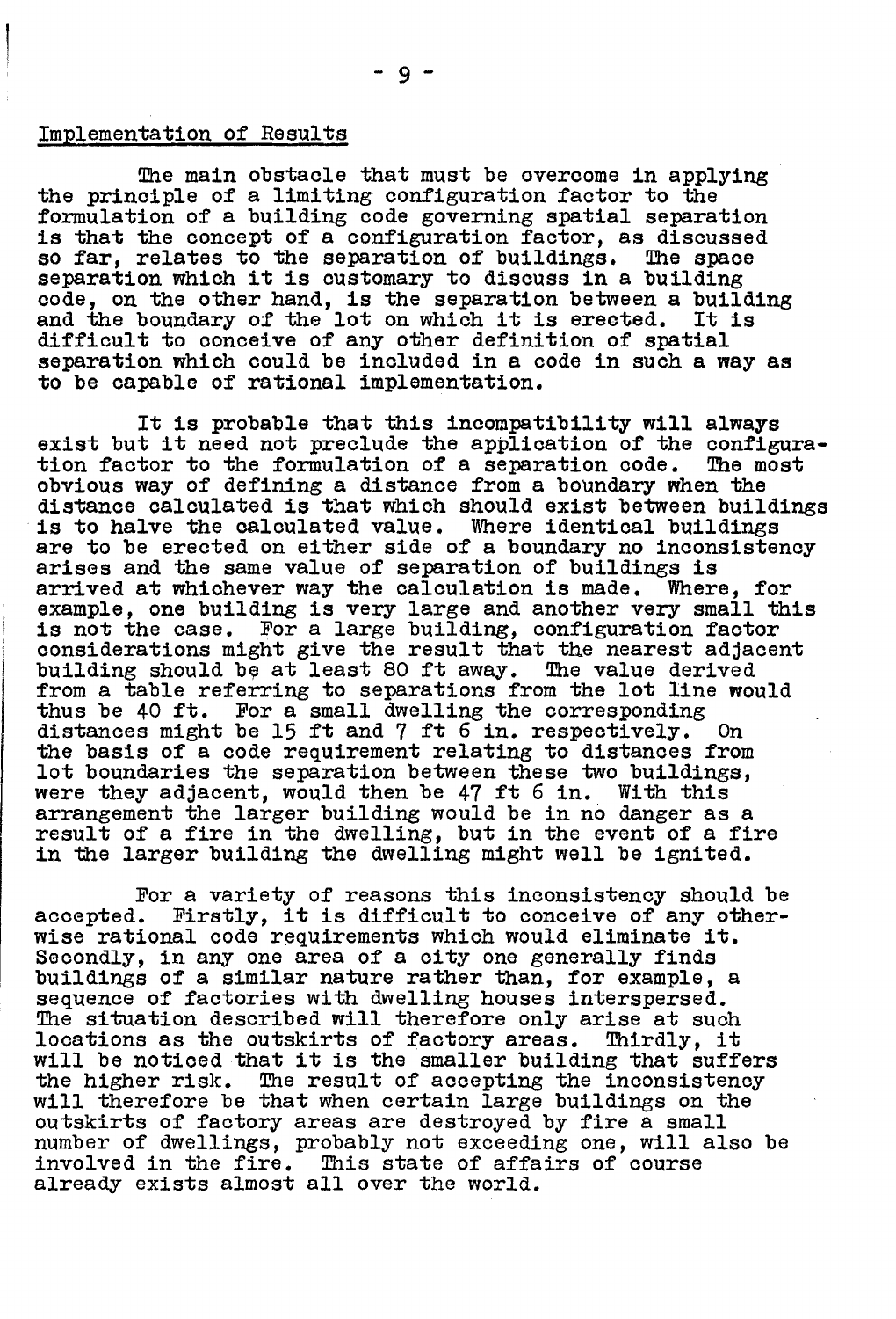## Implementation of Results

The main obstacle that must be overcome in applying the principle of a limiting configuration factor to the formulation of a building code governing spatial separation is that the concept of a configuration factor, as discussed so far, relates to the separation of buildings. The space separation which it is customary to discuss in a building code, on the other hand, is the separation between a building and the boundary of the lot on which it is erected. It is difficult to conceive of any other definition of spatial separation which could be included in a code in such a way as to be capable of rational implementation.

It is probable that this incompatibility will always exist but it need not preclude the application of the configuration factor to the formulation of a separation code. The most obvious way of defining a distance from a boundary when the distance calculated is that which should exist between buildings is to halve the calculated value. Where identical buildings are to be erected on either side of a boundary no inconsistency arises and the same value of separation of buildings is arrived at whichever way the calculation is made. Where, for example, one building is very large and another very small this is not the case. For a large building, configuration factor considerations might give the result that the nearest adjacent building should be at least 80 ft away. The value derived from a table referring to separations from the lot line would thus be 40 ft. For a small dwelling the corresponding distances might be 15 ft and 7 ft 6 in. respectively. On the basis of a code requirement relating to distances from lot boundaries the separation between these two buildings, were they adjacent, would then be 47 ft 6 in. With this arrangement the larger building would be in no danger as a result of a fire in the dwelling, but in the event of a fire in the larger building the dwelling might well be ignited.

For a variety of reasons this inconsistency should be accepted. Firstly, it is difficult to conceive of any otherwise rational code requirements which would eliminate it. Secondly, in any one area of a city one generally finds buildings of a similar nature rather than, for example, a sequence of factories with dwelling houses interspersed. The situation described will therefore only arise at such locations as the outskirts of factory areas. Thirdly, it will be noticed that it is the smaller building that suffers the higher risk. The result of accepting the inconsistency will therefore be that when certain large buildings on the outskirts of factory areas are destroyed by fire a small number of dwellings, probably not exceeding one, will also be involved in the fire. This state of affairs of course already exists almost all over the world.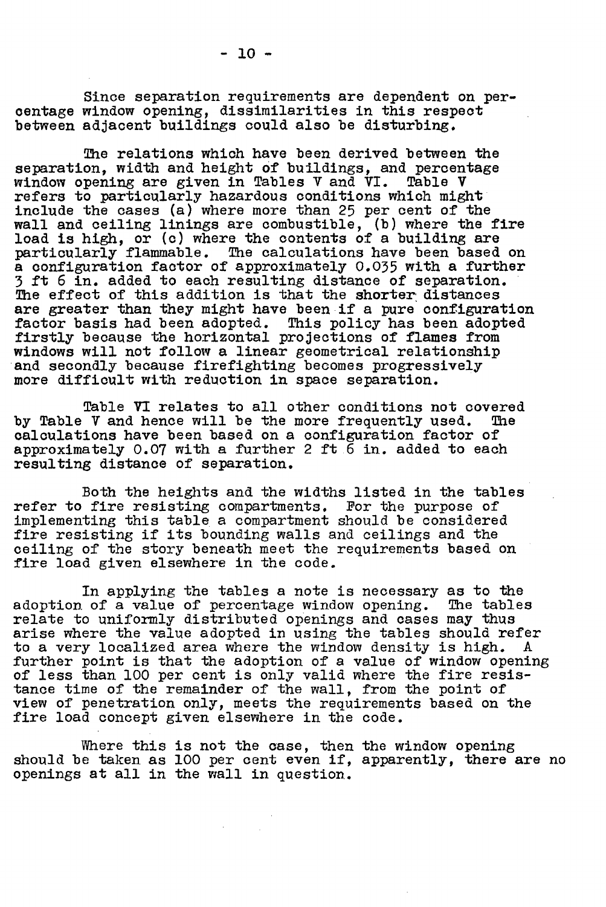Since separation requirements are dependent on percentage window opening, dissimilarities in this respect between adjacent buildings could also be disturbing.

The relations which have been derived between the separation, width and height of buildings, and percentage window opening are given in Tables V and VI. Table V refers to particularly hazardous conditions which might include the cases (a) where more than 25 per cent of the wall and ceiling linings are combustible, (b) where the fire load is high, or (c) where the contents of a building are particularly flammable. The calculations have been based on a configuration factor of approximately 0.035 with a further 3 ft 6 in. added to each resulting distance of separation. The effect of this addition is that the shorter distances are greater than they might have been if a pure configuration factor basis had been adopted. This policy has been adopted firstly because the horizontal projections of flames from windows will not follow a linear geometrical relationship and secondly because firefighting becomes progressively more difficult with reduction in space separation.

Table VI relates to all other conditions not covered by Table V and hence will be the more frequently used. The calculations have been based on a configuration factor of approximately 0.07 with a further 2 ft 6 in. added to each resulting distance of separation.

Both the heights and the widths listed in the tables refer to fire resisting compartments. For the purpose of implementing this table a compartment should be considered fire resisting if its bounding walls and ceilings and the ceiling of the story beneath meet the requirements based on fire load given elsewhere in the code.

In applying the tables a note is necessary as to the adoption of a value of percentage window opening. The tables relate to uniformly distributed openings and cases may thus arise where the value adopted in using the tables should refer to a very localized area where the window density is high. A further point is that the adoption of a value of window opening of less than 100 per cent is only valid where the fire resistance time of the remainder of the wall, from the point of view of penetration only, meets the requirements based on the fire load concept given elsewhere in the code.

Where this is not the case, then the window opening should be taken as 100 per cent even if, apparently, there are no openings at all in the wall in question.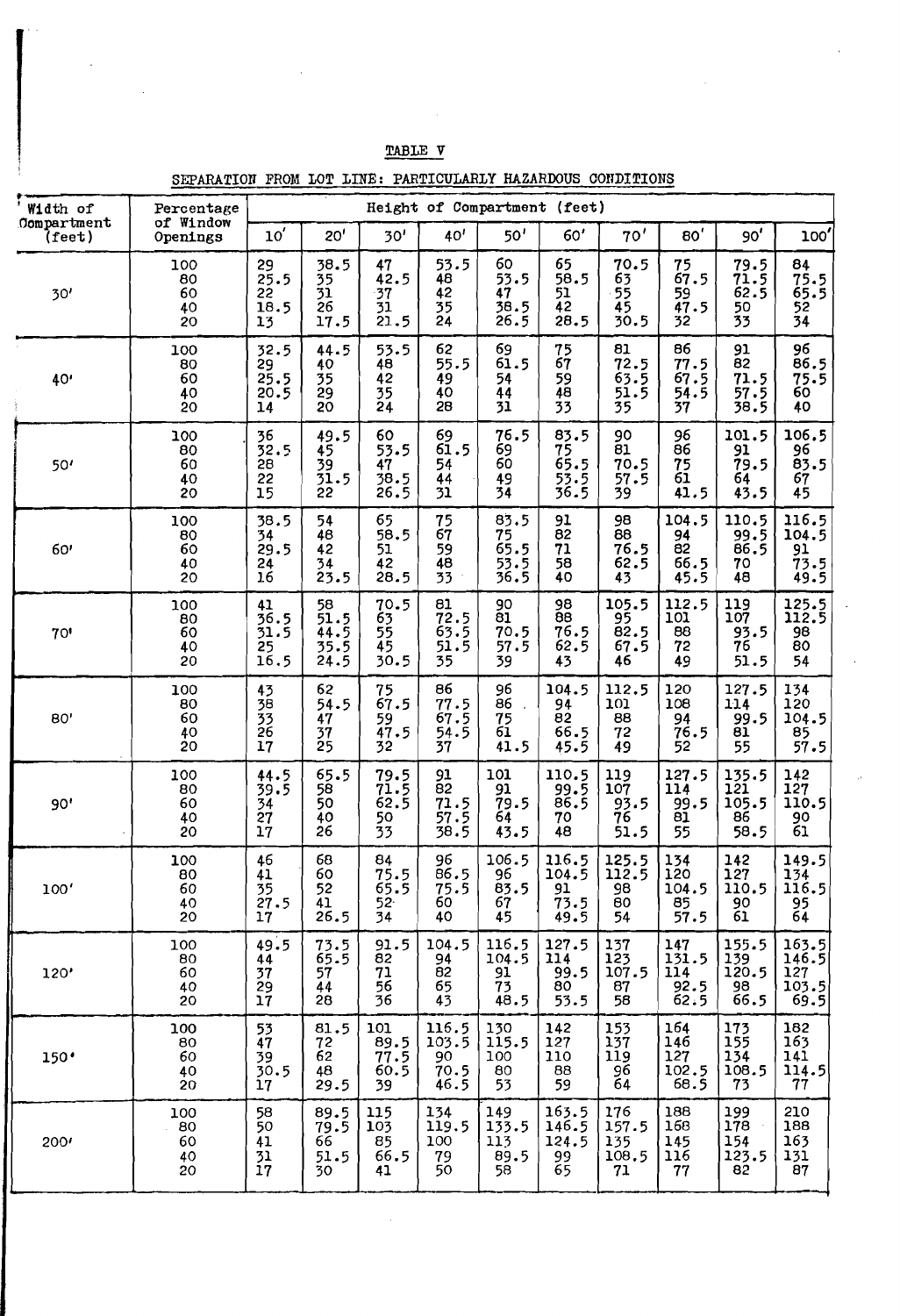TABLE V

SEPARATION FROM LOT LINE: PARTICULARLY HAZARDOUS CONDITIONS

| Width of Compartment (feet) | Percentage of Window Openings | Height of Compartment (feet) | | | | | | | | | |
|---|---|---|---|---|---|---|---|---|---|---|---|
| | | 10' | 20' | 30' | 40' | 50' | 60' | 70' | 80' | 90' | 100' |
| 30' | 100 | 29 | 38.5 | 47 | 53.5 | 60 | 65 | 70.5 | 75 | 79.5 | 84 |
| | 80 | 25.5 | 35 | 42.5 | 48 | 53.5 | 58.5 | 63 | 67.5 | 71.5 | 75.5 |
| | 60 | 22 | 31 | 37 | 42 | 47 | 51 | 55 | 59 | 62.5 | 65.5 |
| | 40 | 18.5 | 26 | 31 | 35 | 38.5 | 42 | 45 | 47.5 | 50 | 52 |
| | 20 | 13 | 17.5 | 21.5 | 24 | 26.5 | 28.5 | 30.5 | 32 | 33 | 34 |
| 40' | 100 | 32.5 | 44.5 | 53.5 | 62 | 69 | 75 | 81 | 86 | 91 | 96 |
| | 80 | 29 | 40 | 48 | 55.5 | 61.5 | 67 | 72.5 | 77.5 | 82 | 86.5 |
| | 60 | 25.5 | 35 | 42 | 49 | 54 | 59 | 63.5 | 67.5 | 71.5 | 75.5 |
| | 40 | 20.5 | 29 | 35 | 40 | 44 | 48 | 51.5 | 54.5 | 57.5 | 60 |
| | 20 | 14 | 20 | 24 | 28 | 31 | 33 | 35 | 37 | 38.5 | 40 |
| 50' | 100 | 36 | 49.5 | 60 | 69 | 76.5 | 83.5 | 90 | 96 | 101.5 | 106.5 |
| | 80 | 32.5 | 45 | 53.5 | 61.5 | 69 | 75 | 81 | 86 | 91 | 96 |
| | 60 | 28 | 39 | 47 | 54 | 60 | 65.5 | 70.5 | 75 | 79.5 | 83.5 |
| | 40 | 22 | 31.5 | 38.5 | 44 | 49 | 53.5 | 57.5 | 61 | 64 | 67 |
| | 20 | 15 | 22 | 26.5 | 31 | 34 | 36.5 | 39 | 41.5 | 43.5 | 45 |
| 60' | 100 | 38.5 | 54 | 65 | 75 | 83.5 | 91 | 98 | 104.5 | 110.5 | 116.5 |
| | 80 | 34 | 48 | 58.5 | 67 | 75 | 82 | 88 | 94 | 99.5 | 104.5 |
| | 60 | 29.5 | 42 | 51 | 59 | 65.5 | 71 | 76.5 | 82 | 86.5 | 91 |
| | 40 | 24 | 34 | 42 | 48 | 53.5 | 58 | 62.5 | 66.5 | 70 | 73.5 |
| | 20 | 16 | 23.5 | 28.5 | 33 | 36.5 | 40 | 43 | 45.5 | 48 | 49.5 |
| 70' | 100 | 41 | 58 | 70.5 | 81 | 90 | 98 | 105.5 | 112.5 | 119 | 125.5 |
| | 80 | 36.5 | 51.5 | 63 | 72.5 | 81 | 88 | 95 | 101 | 107 | 112.5 |
| | 60 | 31.5 | 44.5 | 55 | 63.5 | 70.5 | 76.5 | 82.5 | 88 | 93.5 | 98 |
| | 40 | 25 | 35.5 | 45 | 51.5 | 57.5 | 62.5 | 67.5 | 72 | 76 | 80 |
| | 20 | 16.5 | 24.5 | 30.5 | 35 | 39 | 43 | 46 | 49 | 51.5 | 54 |
| 80' | 100 | 43 | 62 | 75 | 86 | 96 | 104.5 | 112.5 | 120 | 127.5 | 134 |
| | 80 | 38 | 54.5 | 67.5 | 77.5 | 86 | 94 | 101 | 108 | 114 | 120 |
| | 60 | 33 | 47 | 59 | 67.5 | 75 | 82 | 88 | 94 | 99.5 | 104.5 |
| | 40 | 26 | 37 | 47.5 | 54.5 | 61 | 66.5 | 72 | 76.5 | 81 | 85 |
| | 20 | 17 | 25 | 32 | 37 | 41.5 | 45.5 | 49 | 52 | 55 | 57.5 |
| 90' | 100 | 44.5 | 65.5 | 79.5 | 91 | 101 | 110.5 | 119 | 127.5 | 135.5 | 142 |
| | 80 | 39.5 | 58 | 71.5 | 82 | 91 | 99.5 | 107 | 114 | 121 | 127 |
| | 60 | 34 | 50 | 62.5 | 71.5 | 79.5 | 86.5 | 93.5 | 99.5 | 105.5 | 110.5 |
| | 40 | 27 | 40 | 50 | 57.5 | 64 | 70 | 76 | 81 | 86 | 90 |
| | 20 | 17 | 26 | 33 | 38.5 | 43.5 | 48 | 51.5 | 55 | 58.5 | 61 |
| 100' | 100 | 46 | 68 | 84 | 96 | 106.5 | 116.5 | 125.5 | 134 | 142 | 149.5 |
| | 80 | 41 | 60 | 75.5 | 86.5 | 96 | 104.5 | 112.5 | 120 | 127 | 134 |
| | 60 | 35 | 52 | 65.5 | 75.5 | 83.5 | 91 | 98 | 104.5 | 110.5 | 116.5 |
| | 40 | 27.5 | 41 | 52 | 60 | 67 | 73.5 | 80 | 85 | 90 | 95 |
| | 20 | 17 | 26.5 | 34 | 40 | 45 | 49.5 | 54 | 57.5 | 61 | 64 |
| 120' | 100 | 49.5 | 73.5 | 91.5 | 104.5 | 116.5 | 127.5 | 137 | 147 | 155.5 | 163.5 |
| | 80 | 44 | 65.5 | 82 | 94 | 104.5 | 114 | 123 | 131.5 | 139 | 146.5 |
| | 60 | 37 | 57 | 71 | 82 | 91 | 99.5 | 107.5 | 114 | 120.5 | 127 |
| | 40 | 29 | 44 | 56 | 65 | 73 | 80 | 87 | 92.5 | 98 | 103.5 |
| | 20 | 17 | 28 | 36 | 43 | 48.5 | 53.5 | 58 | 62.5 | 66.5 | 69.5 |
| 150' | 100 | 53 | 81.5 | 101 | 116.5 | 130 | 142 | 153 | 164 | 173 | 182 |
| | 80 | 47 | 72 | 89.5 | 103.5 | 115.5 | 127 | 137 | 146 | 155 | 163 |
| | 60 | 39 | 62 | 77.5 | 90 | 100 | 110 | 119 | 127 | 134 | 141 |
| | 40 | 30.5 | 48 | 60.5 | 70.5 | 80 | 88 | 96 | 102.5 | 108.5 | 114.5 |
| | 20 | 17 | 29.5 | 39 | 46.5 | 53 | 59 | 64 | 68.5 | 73 | 77 |
| 200' | 100 | 58 | 89.5 | 115 | 134 | 149 | 163.5 | 176 | 188 | 199 | 210 |
| | 80 | 50 | 79.5 | 103 | 119.5 | 133.5 | 146.5 | 157.5 | 168 | 178 | 188 |
| | 60 | 41 | 66 | 85 | 100 | 113 | 124.5 | 135 | 145 | 154 | 163 |
| | 40 | 31 | 51.5 | 66.5 | 79 | 89.5 | 99 | 108.5 | 116 | 123.5 | 131 |
| | 20 | 17 | 30 | 41 | 50 | 58 | 65 | 71 | 77 | 82 | 87 |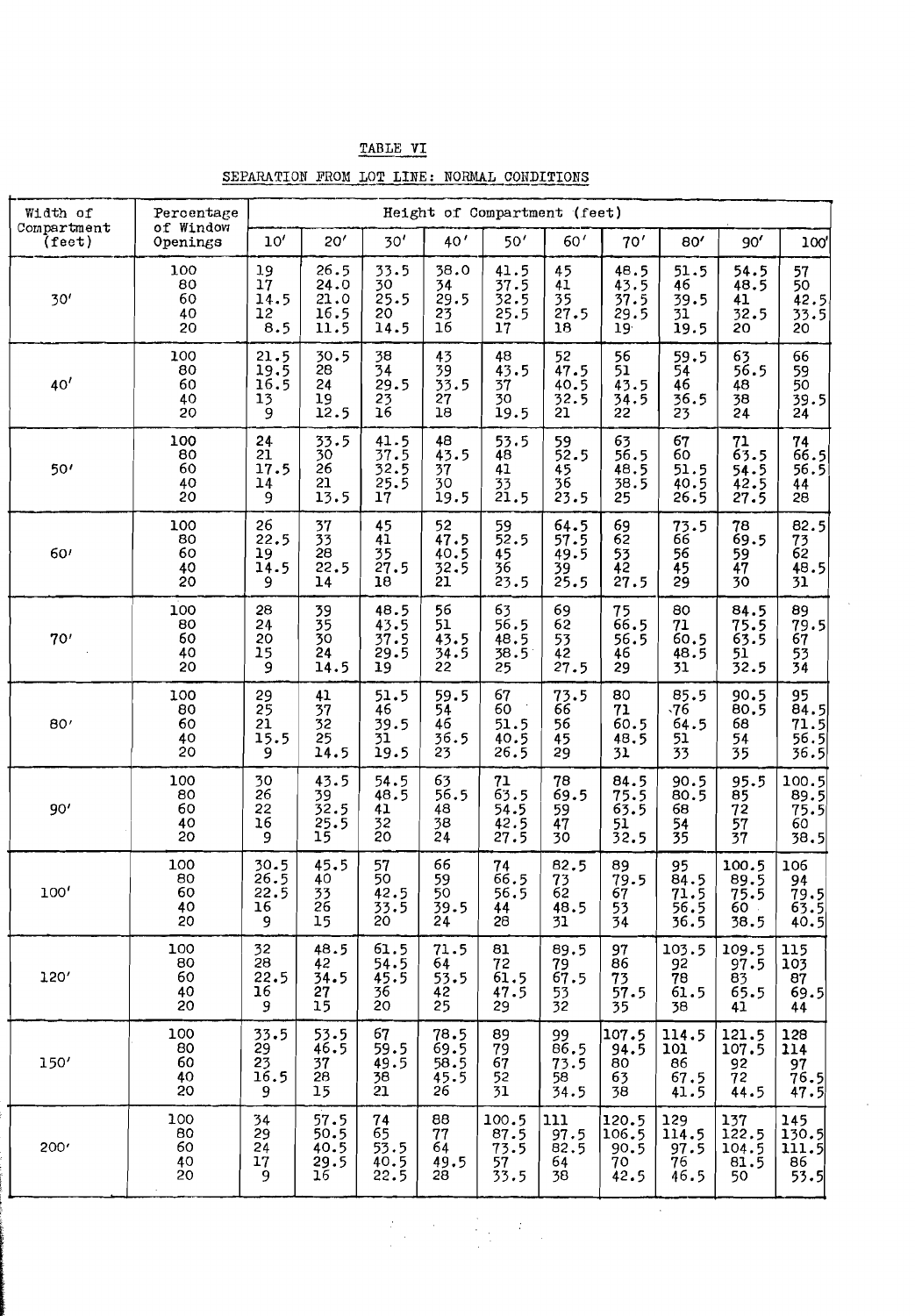TABLE VI

SEPARATION FROM LOT LINE: NORMAL CONDITIONS

| Width of Compartment (feet) | Percentage of Window Openings | Height of Compartment (feet) | | | | | | | | | |
|---|---|---|---|---|---|---|---|---|---|---|---|
| | | 10′ | 20′ | 30′ | 40′ | 50′ | 60′ | 70′ | 80′ | 90′ | 100′ |
| 30′ | 100 | 19 | 26.5 | 33.5 | 38.0 | 41.5 | 45 | 48.5 | 51.5 | 54.5 | 57 |
| | 80 | 17 | 24.0 | 30 | 34 | 37.5 | 41 | 43.5 | 46 | 48.5 | 50 |
| | 60 | 14.5 | 21.0 | 25.5 | 29.5 | 32.5 | 35 | 37.5 | 39.5 | 41 | 42.5 |
| | 40 | 12 | 16.5 | 20 | 23 | 25.5 | 27.5 | 29.5 | 31 | 32.5 | 33.5 |
| | 20 | 8.5 | 11.5 | 14.5 | 16 | 17 | 18 | 19 | 19.5 | 20 | 20 |
| 40′ | 100 | 21.5 | 30.5 | 38 | 43 | 48 | 52 | 56 | 59.5 | 63 | 66 |
| | 80 | 19.5 | 28 | 34 | 39 | 43.5 | 47.5 | 51 | 54 | 56.5 | 59 |
| | 60 | 16.5 | 24 | 29.5 | 33.5 | 37 | 40.5 | 43.5 | 46 | 48 | 50 |
| | 40 | 13 | 19 | 23 | 27 | 30 | 32.5 | 34.5 | 36.5 | 38 | 39.5 |
| | 20 | 9 | 12.5 | 16 | 18 | 19.5 | 21 | 22 | 23 | 24 | 24 |
| 50′ | 100 | 24 | 33.5 | 41.5 | 48 | 53.5 | 59 | 63 | 67 | 71 | 74 |
| | 80 | 21 | 30 | 37.5 | 43.5 | 48 | 52.5 | 56.5 | 60 | 63.5 | 66.5 |
| | 60 | 17.5 | 26 | 32.5 | 37 | 41 | 45 | 48.5 | 51.5 | 54.5 | 56.5 |
| | 40 | 14 | 21 | 25.5 | 30 | 33 | 36 | 38.5 | 40.5 | 42.5 | 44 |
| | 20 | 9 | 13.5 | 17 | 19.5 | 21.5 | 23.5 | 25 | 26.5 | 27.5 | 28 |
| 60′ | 100 | 26 | 37 | 45 | 52 | 59 | 64.5 | 69 | 73.5 | 78 | 82.5 |
| | 80 | 22.5 | 33 | 41 | 47.5 | 52.5 | 57.5 | 62 | 66 | 69.5 | 73 |
| | 60 | 19 | 28 | 35 | 40.5 | 45 | 49.5 | 53 | 56 | 59 | 62 |
| | 40 | 14.5 | 22.5 | 27.5 | 32.5 | 36 | 39 | 42 | 45 | 47 | 48.5 |
| | 20 | 9 | 14 | 18 | 21 | 23.5 | 25.5 | 27.5 | 29 | 30 | 31 |
| 70′ | 100 | 28 | 39 | 48.5 | 56 | 63 | 69 | 75 | 80 | 84.5 | 89 |
| | 80 | 24 | 35 | 43.5 | 51 | 56.5 | 62 | 66.5 | 71 | 75.5 | 79.5 |
| | 60 | 20 | 30 | 37.5 | 43.5 | 48.5 | 53 | 56.5 | 60.5 | 63.5 | 67 |
| | 40 | 15 | 24 | 29.5 | 34.5 | 38.5 | 42 | 46 | 48.5 | 51 | 53 |
| | 20 | 9 | 14.5 | 19 | 22 | 25 | 27.5 | 29 | 31 | 32.5 | 34 |
| 80′ | 100 | 29 | 41 | 51.5 | 59.5 | 67 | 73.5 | 80 | 85.5 | 90.5 | 95 |
| | 80 | 25 | 37 | 46 | 54 | 60 | 66 | 71 | 76 | 80.5 | 84.5 |
| | 60 | 21 | 32 | 39.5 | 46 | 51.5 | 56 | 60.5 | 64.5 | 68 | 71.5 |
| | 40 | 15.5 | 25 | 31 | 36.5 | 40.5 | 45 | 48.5 | 51 | 54 | 56.5 |
| | 20 | 9 | 14.5 | 19.5 | 23 | 26.5 | 29 | 31 | 33 | 35 | 36.5 |
| 90′ | 100 | 30 | 43.5 | 54.5 | 63 | 71 | 78 | 84.5 | 90.5 | 95.5 | 100.5 |
| | 80 | 26 | 39 | 48.5 | 56.5 | 63.5 | 69.5 | 75.5 | 80.5 | 85 | 89.5 |
| | 60 | 22 | 32.5 | 41 | 48 | 54.5 | 59 | 63.5 | 68 | 72 | 75.5 |
| | 40 | 16 | 25.5 | 32 | 38 | 42.5 | 47 | 51 | 54 | 57 | 60 |
| | 20 | 9 | 15 | 20 | 24 | 27.5 | 30 | 32.5 | 35 | 37 | 38.5 |
| 100′ | 100 | 30.5 | 45.5 | 57 | 66 | 74 | 82.5 | 89 | 95 | 100.5 | 106 |
| | 80 | 26.5 | 40 | 50 | 59 | 66.5 | 73 | 79.5 | 84.5 | 89.5 | 94 |
| | 60 | 22.5 | 33 | 42.5 | 50 | 56.5 | 62 | 67 | 71.5 | 75.5 | 79.5 |
| | 40 | 16 | 26 | 33.5 | 39.5 | 44 | 48.5 | 53 | 56.5 | 60 | 63.5 |
| | 20 | 9 | 15 | 20 | 24 | 28 | 31 | 34 | 36.5 | 38.5 | 40.5 |
| 120′ | 100 | 32 | 48.5 | 61.5 | 71.5 | 81 | 89.5 | 97 | 103.5 | 109.5 | 115 |
| | 80 | 28 | 42 | 54.5 | 64 | 72 | 79 | 86 | 92 | 97.5 | 103 |
| | 60 | 22.5 | 34.5 | 45.5 | 53.5 | 61.5 | 67.5 | 73 | 78 | 83 | 87 |
| | 40 | 16 | 27 | 36 | 42 | 47.5 | 53 | 57.5 | 61.5 | 65.5 | 69.5 |
| | 20 | 9 | 15 | 20 | 25 | 29 | 32 | 35 | 38 | 41 | 44 |
| 150′ | 100 | 33.5 | 53.5 | 67 | 78.5 | 89 | 99 | 107.5 | 114.5 | 121.5 | 128 |
| | 80 | 29 | 46.5 | 59.5 | 69.5 | 79 | 86.5 | 94.5 | 101 | 107.5 | 114 |
| | 60 | 23 | 37 | 49.5 | 58.5 | 67 | 73.5 | 80 | 86 | 92 | 97 |
| | 40 | 16.5 | 28 | 38 | 45.5 | 52 | 58 | 63 | 67.5 | 72 | 76.5 |
| | 20 | 9 | 15 | 21 | 26 | 31 | 34.5 | 38 | 41.5 | 44.5 | 47.5 |
| 200′ | 100 | 34 | 57.5 | 74 | 88 | 100.5 | 111 | 120.5 | 129 | 137 | 145 |
| | 80 | 29 | 50.5 | 65 | 77 | 87.5 | 97.5 | 106.5 | 114.5 | 122.5 | 130.5 |
| | 60 | 24 | 40.5 | 53.5 | 64 | 73.5 | 82.5 | 90.5 | 97.5 | 104.5 | 111.5 |
| | 40 | 17 | 29.5 | 40.5 | 49.5 | 57 | 64 | 70 | 76 | 81.5 | 86 |
| | 20 | 9 | 16 | 22.5 | 28 | 33.5 | 38 | 42.5 | 46.5 | 50 | 53.5 |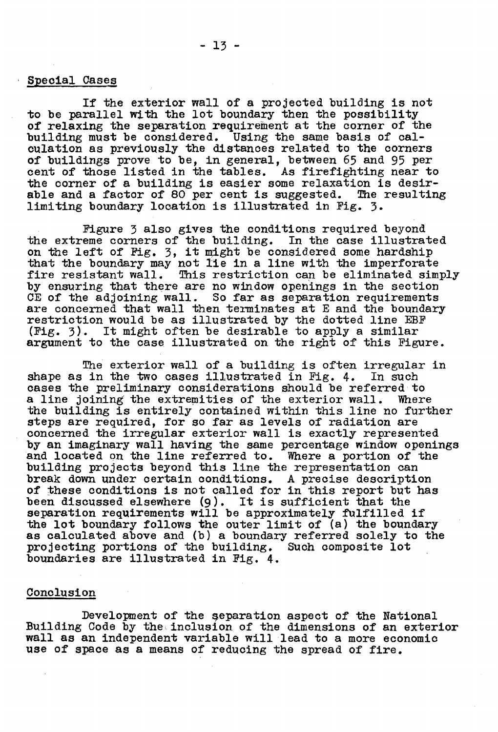## Special Cases

If the exterior wall of a projected building is not to be parallel with the lot boundary then the possibility of relaxing the separation requirement at the corner of the building must be considered. Using the same basis of calculation as previously the distances related to the corners of buildings prove to be, in general, between 65 and 95 per cent of those listed in the tables. As firefighting near to the corner of a building is easier some relaxation is desirable and a factor of 80 per cent is suggested. The resulting limiting boundary location is illustrated in Fig. 3.

Figure 3 also gives the conditions required beyond the extreme corners of the building. In the case illustrated on the left of Fig. 3, it might be considered some hardship that the boundary may not lie in a line with the imperforate fire resistant wall. This restriction can be eliminated simply by ensuring that there are no window openings in the section CE of the adjoining wall. So far as separation requirements are concerned that wall then terminates at E and the boundary restriction would be as illustrated by the dotted line EBF (Fig. 3). It might often be desirable to apply a similar argument to the case illustrated on the right of this Figure.

The exterior wall of a building is often irregular in shape as in the two cases illustrated in Fig. 4. In such cases the preliminary considerations should be referred to a line joining the extremities of the exterior wall. Where the building is entirely contained within this line no further steps are required, for so far as levels of radiation are concerned the irregular exterior wall is exactly represented by an imaginary wall having the same percentage window openings and located on the line referred to. Where a portion of the building projects beyond this line the representation can break down under certain conditions. A precise description of these conditions is not called for in this report but has been discussed elsewhere (9). It is sufficient that the separation requirements will be approximately fulfilled if the lot boundary follows the outer limit of (a) the boundary as calculated above and (b) a boundary referred solely to the projecting portions of the building. Such composite lot boundaries are illustrated in Fig. 4.

## Conclusion

Development of the separation aspect of the National Building Code by the inclusion of the dimensions of an exterior wall as an independent variable will lead to a more economic use of space as a means of reducing the spread of fire.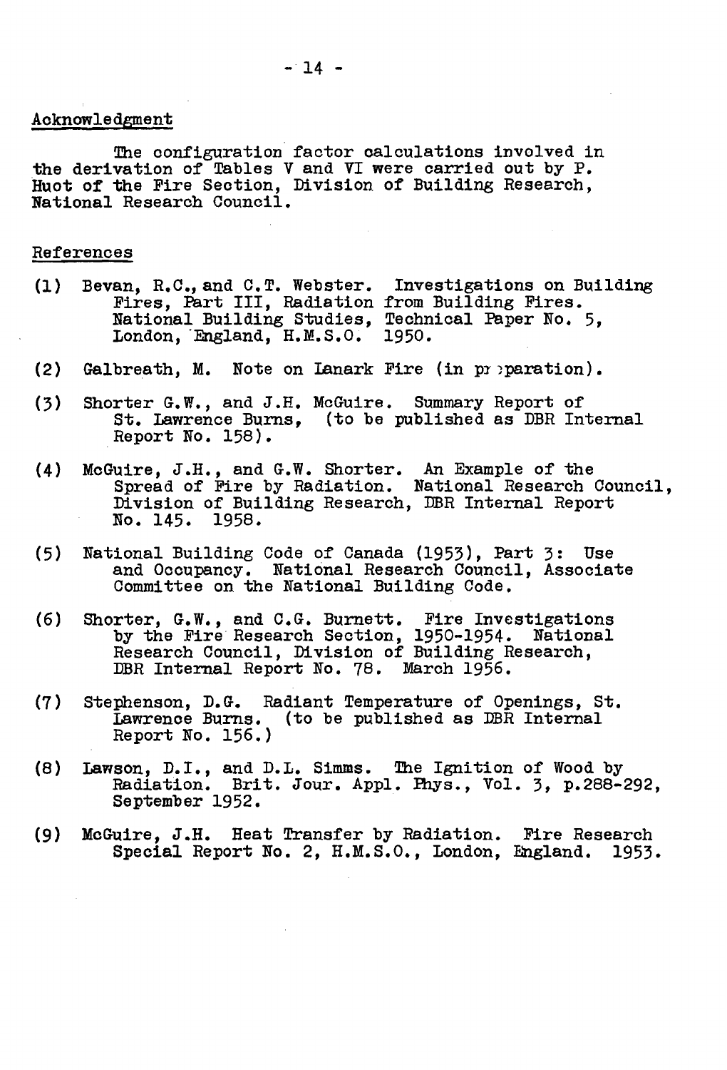## Acknowledgment

The configuration factor calculations involved in the derivation of Tables V and VI were carried out by P. Huot of the Fire Section, Division of Building Research, National Research Council.

## References

(1) Bevan, R.C., and C.T. Webster. Investigations on Building Fires, Part III, Radiation from Building Fires. National Building Studies, Technical Paper No. 5, London, England, H.M.S.O. 1950.

(2) Galbreath, M. Note on Lanark Fire (in preparation).

(3) Shorter G.W., and J.H. McGuire. Summary Report of St. Lawrence Burns, (to be published as DBR Internal Report No. 158).

(4) McGuire, J.H., and G.W. Shorter. An Example of the Spread of Fire by Radiation. National Research Council, Division of Building Research, DBR Internal Report No. 145. 1958.

(5) National Building Code of Canada (1953), Part 3: Use and Occupancy. National Research Council, Associate Committee on the National Building Code.

(6) Shorter, G.W., and C.G. Burnett. Fire Investigations by the Fire Research Section, 1950-1954. National Research Council, Division of Building Research, DBR Internal Report No. 78. March 1956.

(7) Stephenson, D.G. Radiant Temperature of Openings, St. Lawrence Burns. (to be published as DBR Internal Report No. 156.)

(8) Lawson, D.I., and D.L. Simms. The Ignition of Wood by Radiation. Brit. Jour. Appl. Phys., Vol. 3, p.288-292, September 1952.

(9) McGuire, J.H. Heat Transfer by Radiation. Fire Research Special Report No. 2, H.M.S.O., London, England. 1953.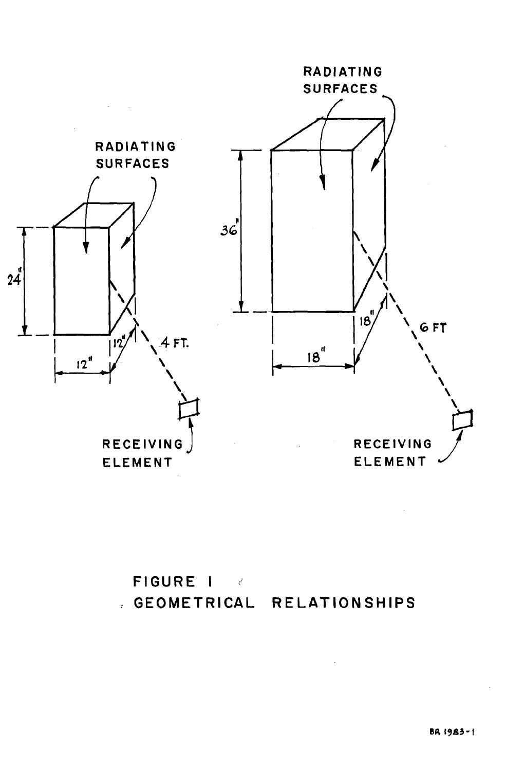FIGURE 1

GEOMETRICAL RELATIONSHIPS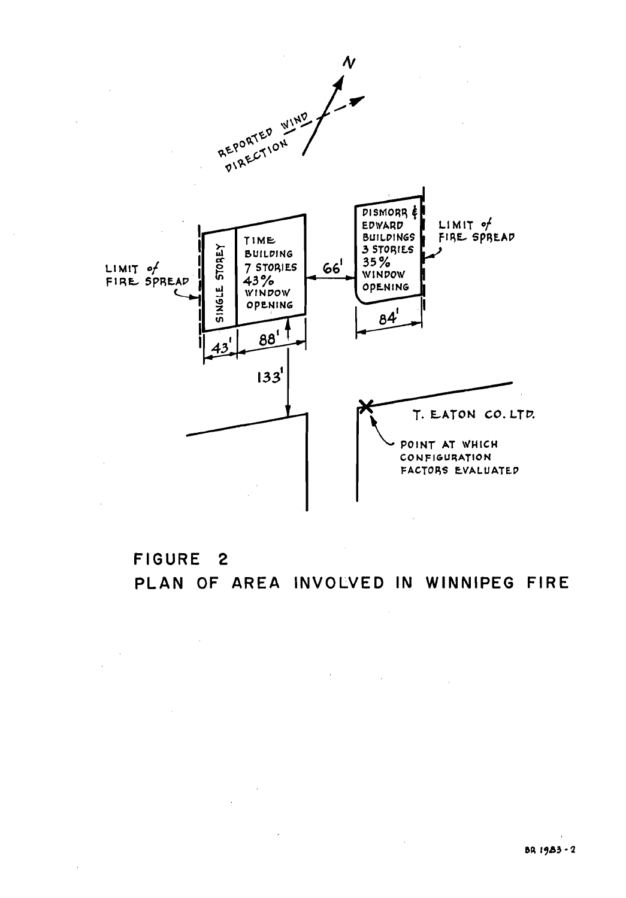# FIGURE 2

## PLAN OF AREA INVOLVED IN WINNIPEG FIRE

REPORTED WIND DIRECTION

N

SINGLE STOREY

TIME BUILDING 7 STORIES 43% WINDOW OPENING

DISMORR & EDWARD BUILDINGS 3 STORIES 35% WINDOW OPENING

LIMIT of FIRE SPREAD

LIMIT of FIRE SPREAD

66'

43'

88'

84'

133'

T. EATON CO. LTD.

POINT AT WHICH CONFIGURATION FACTORS EVALUATED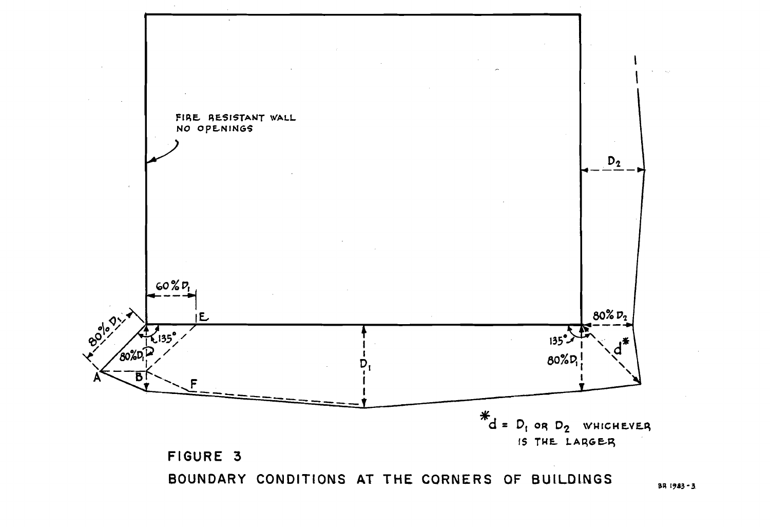FIRE RESISTANT WALL NO OPENINGS

60% $D_1$

E

80% $D_1$

135°

80% $D_1$

A

B

F

$D_1$

$D_2$

80% $D_2$

135°

80% $D_1$

$d^*$

*$d$ = $D_1$ OR $D_2$ WHICHEVER IS THE LARGER

FIGURE 3

BOUNDARY CONDITIONS AT THE CORNERS OF BUILDINGS

BR 1983-3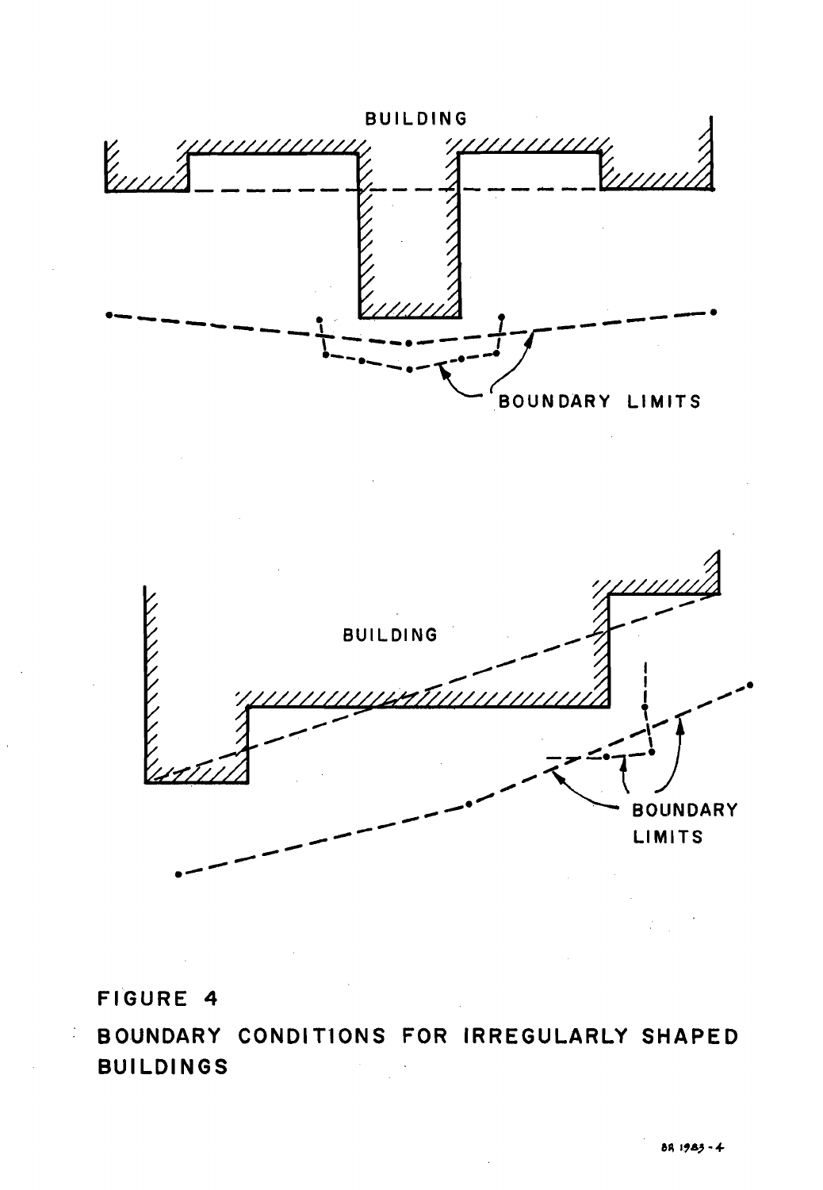BUILDING

BOUNDARY LIMITS

BUILDING

BOUNDARY LIMITS

FIGURE 4

BOUNDARY CONDITIONS FOR IRREGULARLY SHAPED BUILDINGS

BR 1983-4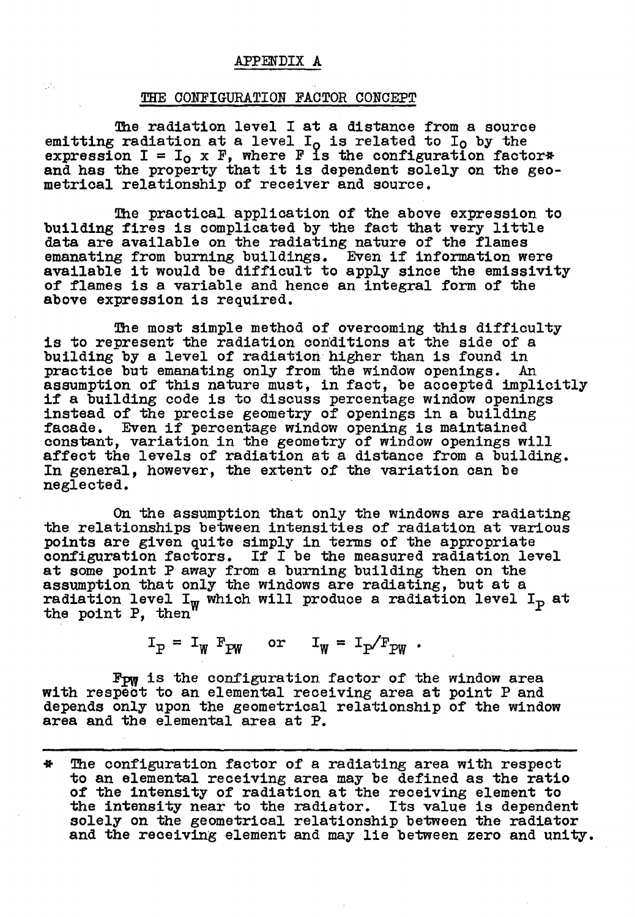## APPENDIX A

### THE CONFIGURATION FACTOR CONCEPT

The radiation level I at a distance from a source emitting radiation at a level $I_0$ is related to $I_0$ by the expression $I = I_0 \times F$, where F is the configuration factor* and has the property that it is dependent solely on the geometrical relationship of receiver and source.

The practical application of the above expression to building fires is complicated by the fact that very little data are available on the radiating nature of the flames emanating from burning buildings. Even if information were available it would be difficult to apply since the emissivity of flames is a variable and hence an integral form of the above expression is required.

The most simple method of overcoming this difficulty is to represent the radiation conditions at the side of a building by a level of radiation higher than is found in practice but emanating only from the window openings. An assumption of this nature must, in fact, be accepted implicitly if a building code is to discuss percentage window openings instead of the precise geometry of openings in a building facade. Even if percentage window opening is maintained constant, variation in the geometry of window openings will affect the levels of radiation at a distance from a building. In general, however, the extent of the variation can be neglected.

On the assumption that only the windows are radiating the relationships between intensities of radiation at various points are given quite simply in terms of the appropriate configuration factors. If I be the measured radiation level at some point P away from a burning building then on the assumption that only the windows are radiating, but at a radiation level $I_W$ which will produce a radiation level $I_P$ at the point P, then

$$I_P = I_W F_{PW} \quad \text{or} \quad I_W = I_P/F_{PW} .$$

$F_{PW}$ is the configuration factor of the window area with respect to an elemental receiving area at point P and depends only upon the geometrical relationship of the window area and the elemental area at P.

---

\* The configuration factor of a radiating area with respect to an elemental receiving area may be defined as the ratio of the intensity of radiation at the receiving element to the intensity near to the radiator. Its value is dependent solely on the geometrical relationship between the radiator and the receiving element and may lie between zero and unity.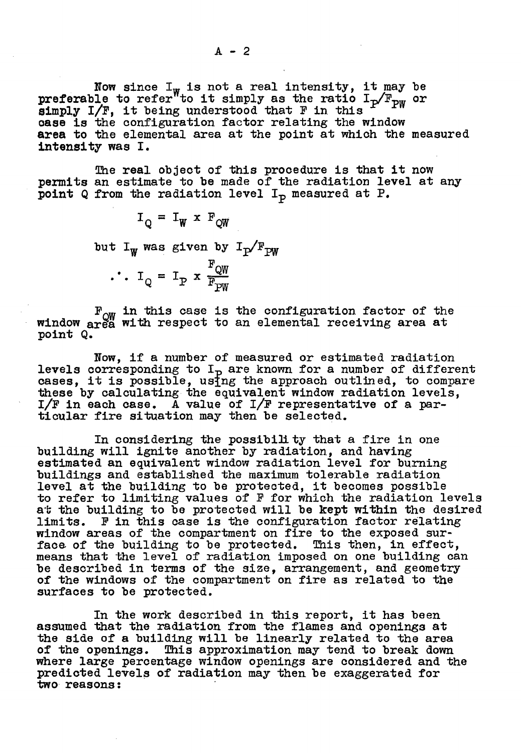Now since $I_W$ is not a real intensity, it may be preferable to refer to it simply as the ratio $I_P/F_{PW}$ or simply $I/F$, it being understood that F in this case is the configuration factor relating the window area to the elemental area at the point at which the measured intensity was I.

The real object of this procedure is that it now permits an estimate to be made of the radiation level at any point Q from the radiation level $I_P$ measured at P.

$$I_Q = I_W \times F_{QW}$$

but $I_W$ was given by $I_P/F_{PW}$

$$\therefore \ I_Q = I_P \times \frac{F_{QW}}{F_{PW}}$$

$F_{QW}$ in this case is the configuration factor of the window area with respect to an elemental receiving area at point Q.

Now, if a number of measured or estimated radiation levels corresponding to $I_P$ are known for a number of different cases, it is possible, using the approach outlined, to compare these by calculating the equivalent window radiation levels, $I/F$ in each case. A value of $I/F$ representative of a particular fire situation may then be selected.

In considering the possibility that a fire in one building will ignite another by radiation, and having estimated an equivalent window radiation level for burning buildings and established the maximum tolerable radiation level at the building to be protected, it becomes possible to refer to limiting values of F for which the radiation levels at the building to be protected will be kept within the desired limits. F in this case is the configuration factor relating window areas of the compartment on fire to the exposed surface of the building to be protected. This then, in effect, means that the level of radiation imposed on one building can be described in terms of the size, arrangement, and geometry of the windows of the compartment on fire as related to the surfaces to be protected.

In the work described in this report, it has been assumed that the radiation from the flames and openings at the side of a building will be linearly related to the area of the openings. This approximation may tend to break down where large percentage window openings are considered and the predicted levels of radiation may then be exaggerated for two reasons: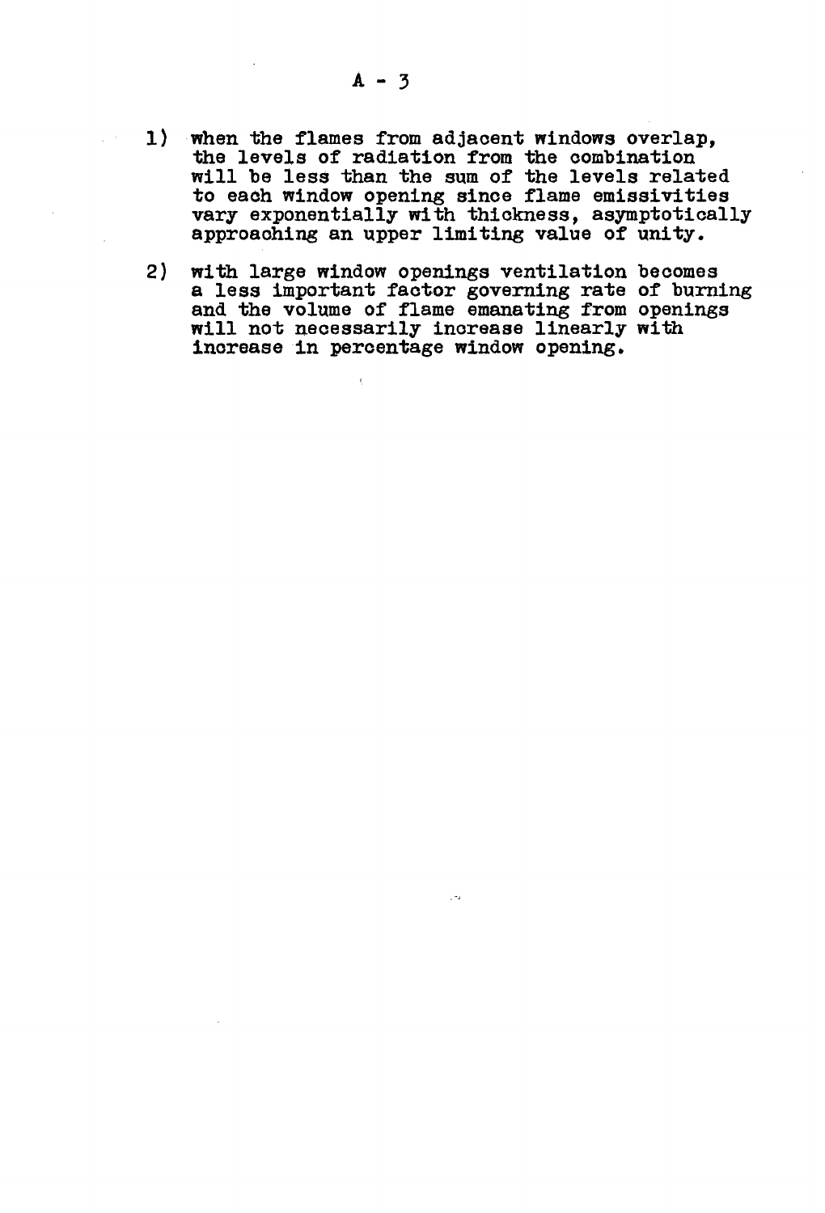1) when the flames from adjacent windows overlap, the levels of radiation from the combination will be less than the sum of the levels related to each window opening since flame emissivities vary exponentially with thickness, asymptotically approaching an upper limiting value of unity.

2) with large window openings ventilation becomes a less important factor governing rate of burning and the volume of flame emanating from openings will not necessarily increase linearly with increase in percentage window opening.